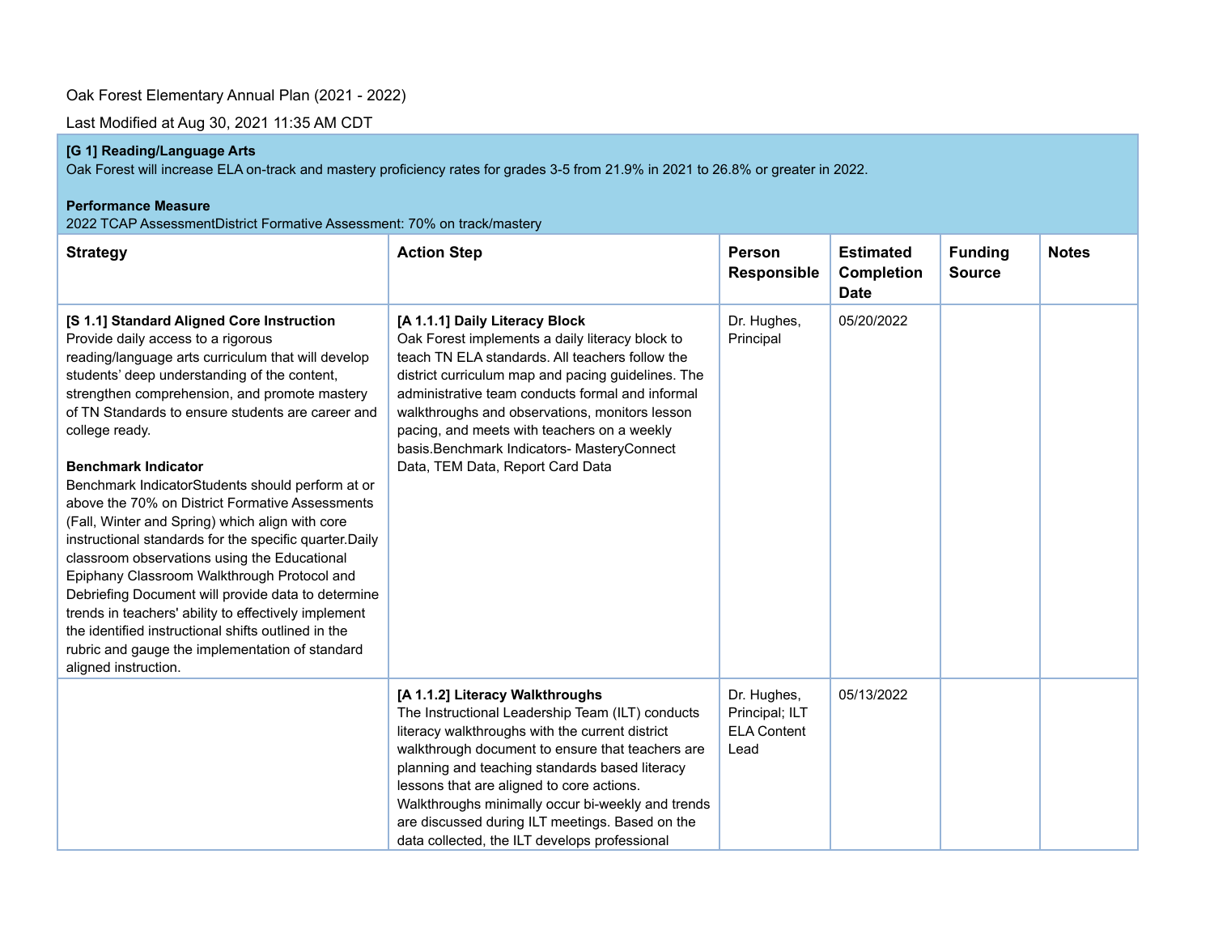Oak Forest Elementary Annual Plan (2021 - 2022)

Last Modified at Aug 30, 2021 11:35 AM CDT

**[G 1] Reading/Language Arts**
Oak Forest will increase ELA on-track and mastery proficiency rates for grades 3-5 from 21.9% in 2021 to 26.8% or greater in 2022.

**Performance Measure**
2022 TCAP AssessmentDistrict Formative Assessment: 70% on track/mastery

| Strategy | Action Step | Person Responsible | Estimated Completion Date | Funding Source | Notes |
|---|---|---|---|---|---|
| **[S 1.1] Standard Aligned Core Instruction** Provide daily access to a rigorous reading/language arts curriculum that will develop students' deep understanding of the content, strengthen comprehension, and promote mastery of TN Standards to ensure students are career and college ready.<br><br>**Benchmark Indicator**<br>Benchmark IndicatorStudents should perform at or above the 70% on District Formative Assessments (Fall, Winter and Spring) which align with core instructional standards for the specific quarter.Daily classroom observations using the Educational Epiphany Classroom Walkthrough Protocol and Debriefing Document will provide data to determine trends in teachers' ability to effectively implement the identified instructional shifts outlined in the rubric and gauge the implementation of standard aligned instruction. | **[A 1.1.1] Daily Literacy Block** Oak Forest implements a daily literacy block to teach TN ELA standards. All teachers follow the district curriculum map and pacing guidelines. The administrative team conducts formal and informal walkthroughs and observations, monitors lesson pacing, and meets with teachers on a weekly basis.Benchmark Indicators- MasteryConnect Data, TEM Data, Report Card Data | Dr. Hughes, Principal | 05/20/2022 | | |
| | **[A 1.1.2] Literacy Walkthroughs** The Instructional Leadership Team (ILT) conducts literacy walkthroughs with the current district walkthrough document to ensure that teachers are planning and teaching standards based literacy lessons that are aligned to core actions. Walkthroughs minimally occur bi-weekly and trends are discussed during ILT meetings. Based on the data collected, the ILT develops professional | Dr. Hughes, Principal; ILT ELA Content Lead | 05/13/2022 | | |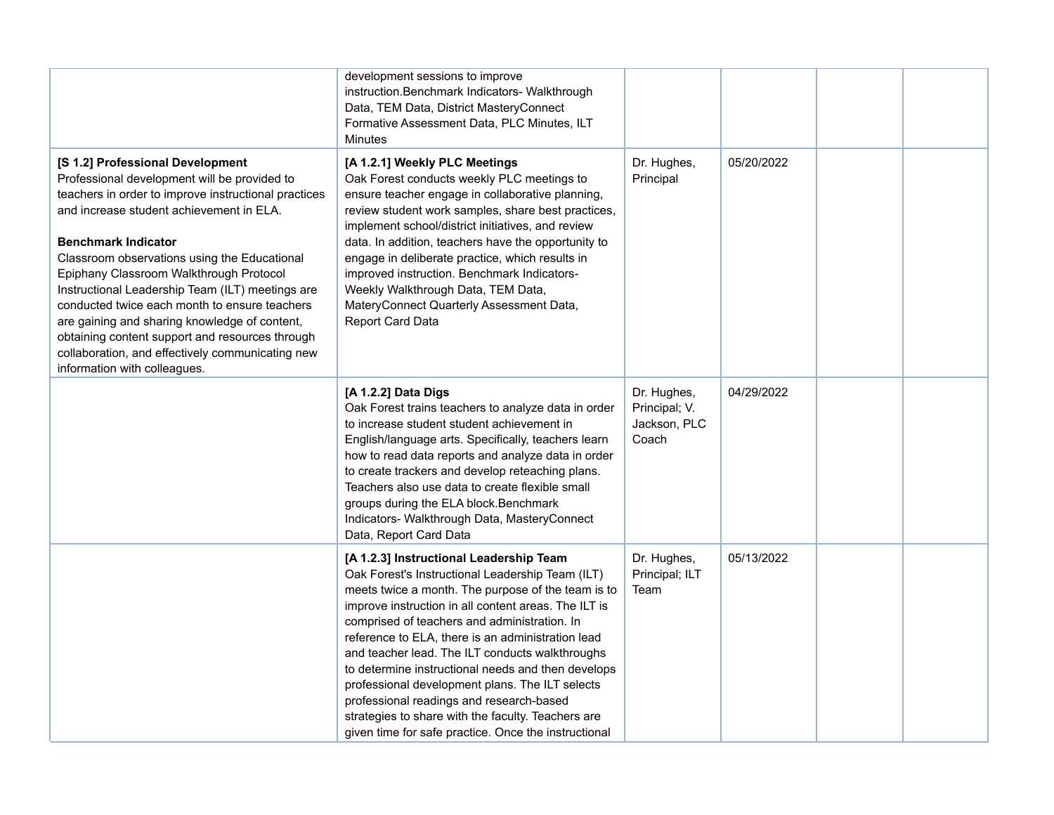| | | | | | |
|---|---|---|---|---|---|
| | development sessions to improve instruction.Benchmark Indicators- Walkthrough Data, TEM Data, District MasteryConnect Formative Assessment Data, PLC Minutes, ILT Minutes | | | | |
| **[S 1.2] Professional Development**<br>Professional development will be provided to teachers in order to improve instructional practices and increase student achievement in ELA.<br><br>**Benchmark Indicator**<br>Classroom observations using the Educational Epiphany Classroom Walkthrough Protocol Instructional Leadership Team (ILT) meetings are conducted twice each month to ensure teachers are gaining and sharing knowledge of content, obtaining content support and resources through collaboration, and effectively communicating new information with colleagues. | **[A 1.2.1] Weekly PLC Meetings**<br>Oak Forest conducts weekly PLC meetings to ensure teacher engage in collaborative planning, review student work samples, share best practices, implement school/district initiatives, and review data. In addition, teachers have the opportunity to engage in deliberate practice, which results in improved instruction. Benchmark Indicators- Weekly Walkthrough Data, TEM Data, MateryConnect Quarterly Assessment Data, Report Card Data | Dr. Hughes, Principal | 05/20/2022 | | |
| | **[A 1.2.2] Data Digs**<br>Oak Forest trains teachers to analyze data in order to increase student student achievement in English/language arts. Specifically, teachers learn how to read data reports and analyze data in order to create trackers and develop reteaching plans. Teachers also use data to create flexible small groups during the ELA block.Benchmark Indicators- Walkthrough Data, MasteryConnect Data, Report Card Data | Dr. Hughes, Principal; V. Jackson, PLC Coach | 04/29/2022 | | |
| | **[A 1.2.3] Instructional Leadership Team**<br>Oak Forest's Instructional Leadership Team (ILT) meets twice a month. The purpose of the team is to improve instruction in all content areas. The ILT is comprised of teachers and administration. In reference to ELA, there is an administration lead and teacher lead. The ILT conducts walkthroughs to determine instructional needs and then develops professional development plans. The ILT selects professional readings and research-based strategies to share with the faculty. Teachers are given time for safe practice. Once the instructional | Dr. Hughes, Principal; ILT Team | 05/13/2022 | | |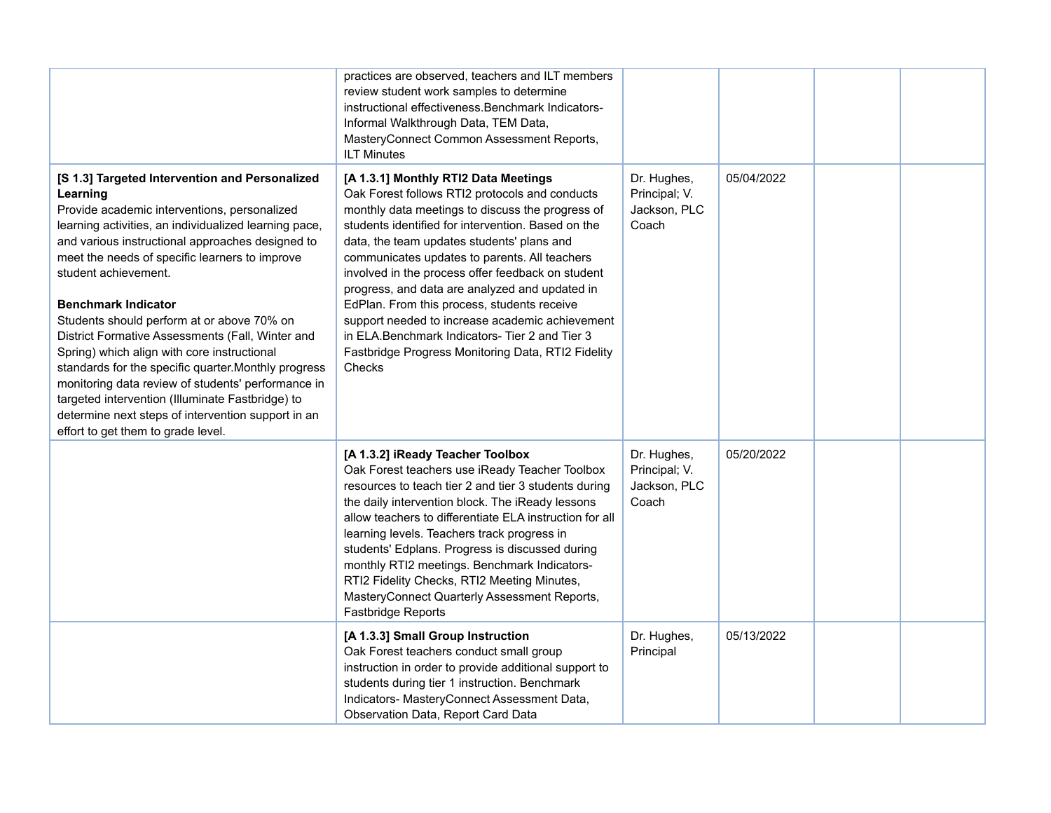| | | | | | |
|---|---|---|---|---|---|
| | practices are observed, teachers and ILT members review student work samples to determine instructional effectiveness.Benchmark Indicators- Informal Walkthrough Data, TEM Data, MasteryConnect Common Assessment Reports, ILT Minutes | | | | |
| **[S 1.3] Targeted Intervention and Personalized Learning**<br>Provide academic interventions, personalized learning activities, an individualized learning pace, and various instructional approaches designed to meet the needs of specific learners to improve student achievement.<br><br>**Benchmark Indicator**<br>Students should perform at or above 70% on District Formative Assessments (Fall, Winter and Spring) which align with core instructional standards for the specific quarter.Monthly progress monitoring data review of students' performance in targeted intervention (Illuminate Fastbridge) to determine next steps of intervention support in an effort to get them to grade level. | **[A 1.3.1] Monthly RTI2 Data Meetings**<br>Oak Forest follows RTI2 protocols and conducts monthly data meetings to discuss the progress of students identified for intervention. Based on the data, the team updates students' plans and communicates updates to parents. All teachers involved in the process offer feedback on student progress, and data are analyzed and updated in EdPlan. From this process, students receive support needed to increase academic achievement in ELA.Benchmark Indicators- Tier 2 and Tier 3 Fastbridge Progress Monitoring Data, RTI2 Fidelity Checks | Dr. Hughes, Principal; V. Jackson, PLC Coach | 05/04/2022 | | |
| | **[A 1.3.2] iReady Teacher Toolbox**<br>Oak Forest teachers use iReady Teacher Toolbox resources to teach tier 2 and tier 3 students during the daily intervention block. The iReady lessons allow teachers to differentiate ELA instruction for all learning levels. Teachers track progress in students' Edplans. Progress is discussed during monthly RTI2 meetings. Benchmark Indicators- RTI2 Fidelity Checks, RTI2 Meeting Minutes, MasteryConnect Quarterly Assessment Reports, Fastbridge Reports | Dr. Hughes, Principal; V. Jackson, PLC Coach | 05/20/2022 | | |
| | **[A 1.3.3] Small Group Instruction**<br>Oak Forest teachers conduct small group instruction in order to provide additional support to students during tier 1 instruction. Benchmark Indicators- MasteryConnect Assessment Data, Observation Data, Report Card Data | Dr. Hughes, Principal | 05/13/2022 | | |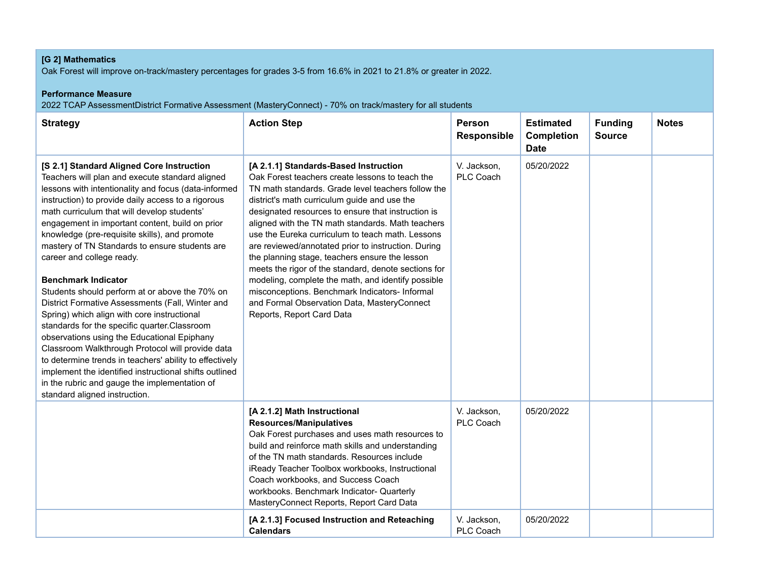**[G 2] Mathematics**
Oak Forest will improve on-track/mastery percentages for grades 3-5 from 16.6% in 2021 to 21.8% or greater in 2022.

**Performance Measure**
2022 TCAP AssessmentDistrict Formative Assessment (MasteryConnect) - 70% on track/mastery for all students

| Strategy | Action Step | Person Responsible | Estimated Completion Date | Funding Source | Notes |
|---|---|---|---|---|---|
| **[S 2.1] Standard Aligned Core Instruction** Teachers will plan and execute standard aligned lessons with intentionality and focus (data-informed instruction) to provide daily access to a rigorous math curriculum that will develop students' engagement in important content, build on prior knowledge (pre-requisite skills), and promote mastery of TN Standards to ensure students are career and college ready. **Benchmark Indicator** Students should perform at or above the 70% on District Formative Assessments (Fall, Winter and Spring) which align with core instructional standards for the specific quarter.Classroom observations using the Educational Epiphany Classroom Walkthrough Protocol will provide data to determine trends in teachers' ability to effectively implement the identified instructional shifts outlined in the rubric and gauge the implementation of standard aligned instruction. | **[A 2.1.1] Standards-Based Instruction** Oak Forest teachers create lessons to teach the TN math standards. Grade level teachers follow the district's math curriculum guide and use the designated resources to ensure that instruction is aligned with the TN math standards. Math teachers use the Eureka curriculum to teach math. Lessons are reviewed/annotated prior to instruction. During the planning stage, teachers ensure the lesson meets the rigor of the standard, denote sections for modeling, complete the math, and identify possible misconceptions. Benchmark Indicators- Informal and Formal Observation Data, MasteryConnect Reports, Report Card Data | V. Jackson, PLC Coach | 05/20/2022 | | |
| | **[A 2.1.2] Math Instructional Resources/Manipulatives** Oak Forest purchases and uses math resources to build and reinforce math skills and understanding of the TN math standards. Resources include iReady Teacher Toolbox workbooks, Instructional Coach workbooks, and Success Coach workbooks. Benchmark Indicator- Quarterly MasteryConnect Reports, Report Card Data | V. Jackson, PLC Coach | 05/20/2022 | | |
| | **[A 2.1.3] Focused Instruction and Reteaching Calendars** | V. Jackson, PLC Coach | 05/20/2022 | | |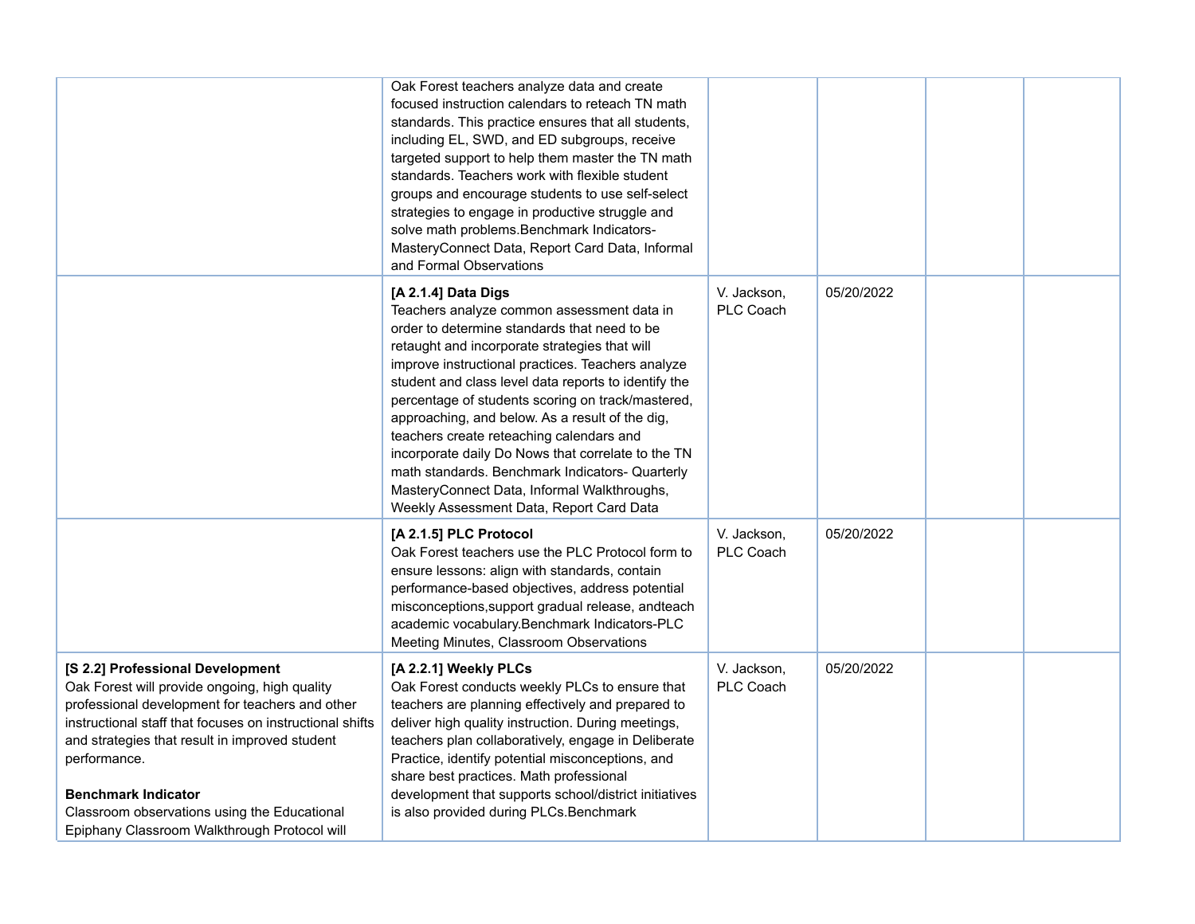| | | | | | |
|---|---|---|---|---|---|
| | Oak Forest teachers analyze data and create focused instruction calendars to reteach TN math standards. This practice ensures that all students, including EL, SWD, and ED subgroups, receive targeted support to help them master the TN math standards. Teachers work with flexible student groups and encourage students to use self-select strategies to engage in productive struggle and solve math problems.Benchmark Indicators-MasteryConnect Data, Report Card Data, Informal and Formal Observations | | | | |
| | **[A 2.1.4] Data Digs**<br>Teachers analyze common assessment data in order to determine standards that need to be retaught and incorporate strategies that will improve instructional practices. Teachers analyze student and class level data reports to identify the percentage of students scoring on track/mastered, approaching, and below. As a result of the dig, teachers create reteaching calendars and incorporate daily Do Nows that correlate to the TN math standards. Benchmark Indicators- Quarterly MasteryConnect Data, Informal Walkthroughs, Weekly Assessment Data, Report Card Data | V. Jackson, PLC Coach | 05/20/2022 | | |
| | **[A 2.1.5] PLC Protocol**<br>Oak Forest teachers use the PLC Protocol form to ensure lessons: align with standards, contain performance-based objectives, address potential misconceptions,support gradual release, andteach academic vocabulary.Benchmark Indicators-PLC Meeting Minutes, Classroom Observations | V. Jackson, PLC Coach | 05/20/2022 | | |
| **[S 2.2] Professional Development**<br>Oak Forest will provide ongoing, high quality professional development for teachers and other instructional staff that focuses on instructional shifts and strategies that result in improved student performance.<br><br>**Benchmark Indicator**<br>Classroom observations using the Educational Epiphany Classroom Walkthrough Protocol will | **[A 2.2.1] Weekly PLCs**<br>Oak Forest conducts weekly PLCs to ensure that teachers are planning effectively and prepared to deliver high quality instruction. During meetings, teachers plan collaboratively, engage in Deliberate Practice, identify potential misconceptions, and share best practices. Math professional development that supports school/district initiatives is also provided during PLCs.Benchmark | V. Jackson, PLC Coach | 05/20/2022 | | |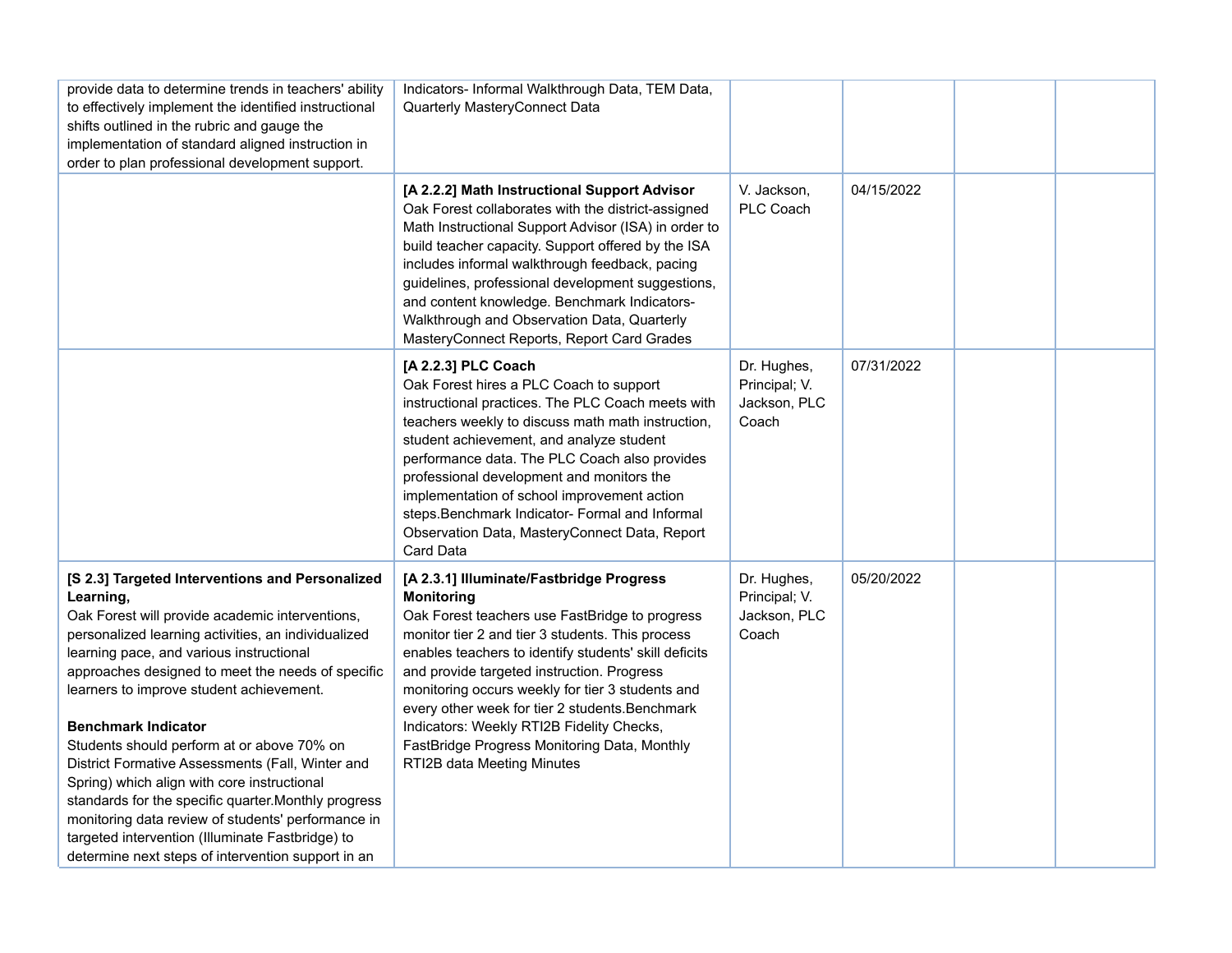| | | | | | |
|---|---|---|---|---|---|
| provide data to determine trends in teachers' ability to effectively implement the identified instructional shifts outlined in the rubric and gauge the implementation of standard aligned instruction in order to plan professional development support. | Indicators- Informal Walkthrough Data, TEM Data, Quarterly MasteryConnect Data | | | | |
| | **[A 2.2.2] Math Instructional Support Advisor**<br>Oak Forest collaborates with the district-assigned Math Instructional Support Advisor (ISA) in order to build teacher capacity. Support offered by the ISA includes informal walkthrough feedback, pacing guidelines, professional development suggestions, and content knowledge. Benchmark Indicators- Walkthrough and Observation Data, Quarterly MasteryConnect Reports, Report Card Grades | V. Jackson, PLC Coach | 04/15/2022 | | |
| | **[A 2.2.3] PLC Coach**<br>Oak Forest hires a PLC Coach to support instructional practices. The PLC Coach meets with teachers weekly to discuss math math instruction, student achievement, and analyze student performance data. The PLC Coach also provides professional development and monitors the implementation of school improvement action steps.Benchmark Indicator- Formal and Informal Observation Data, MasteryConnect Data, Report Card Data | Dr. Hughes, Principal; V. Jackson, PLC Coach | 07/31/2022 | | |
| **[S 2.3] Targeted Interventions and Personalized Learning,**<br>Oak Forest will provide academic interventions, personalized learning activities, an individualized learning pace, and various instructional approaches designed to meet the needs of specific learners to improve student achievement.<br><br>**Benchmark Indicator**<br>Students should perform at or above 70% on District Formative Assessments (Fall, Winter and Spring) which align with core instructional standards for the specific quarter.Monthly progress monitoring data review of students' performance in targeted intervention (Illuminate Fastbridge) to determine next steps of intervention support in an | **[A 2.3.1] Illuminate/Fastbridge Progress Monitoring**<br>Oak Forest teachers use FastBridge to progress monitor tier 2 and tier 3 students. This process enables teachers to identify students' skill deficits and provide targeted instruction. Progress monitoring occurs weekly for tier 3 students and every other week for tier 2 students.Benchmark Indicators: Weekly RTI2B Fidelity Checks, FastBridge Progress Monitoring Data, Monthly RTI2B data Meeting Minutes | Dr. Hughes, Principal; V. Jackson, PLC Coach | 05/20/2022 | | |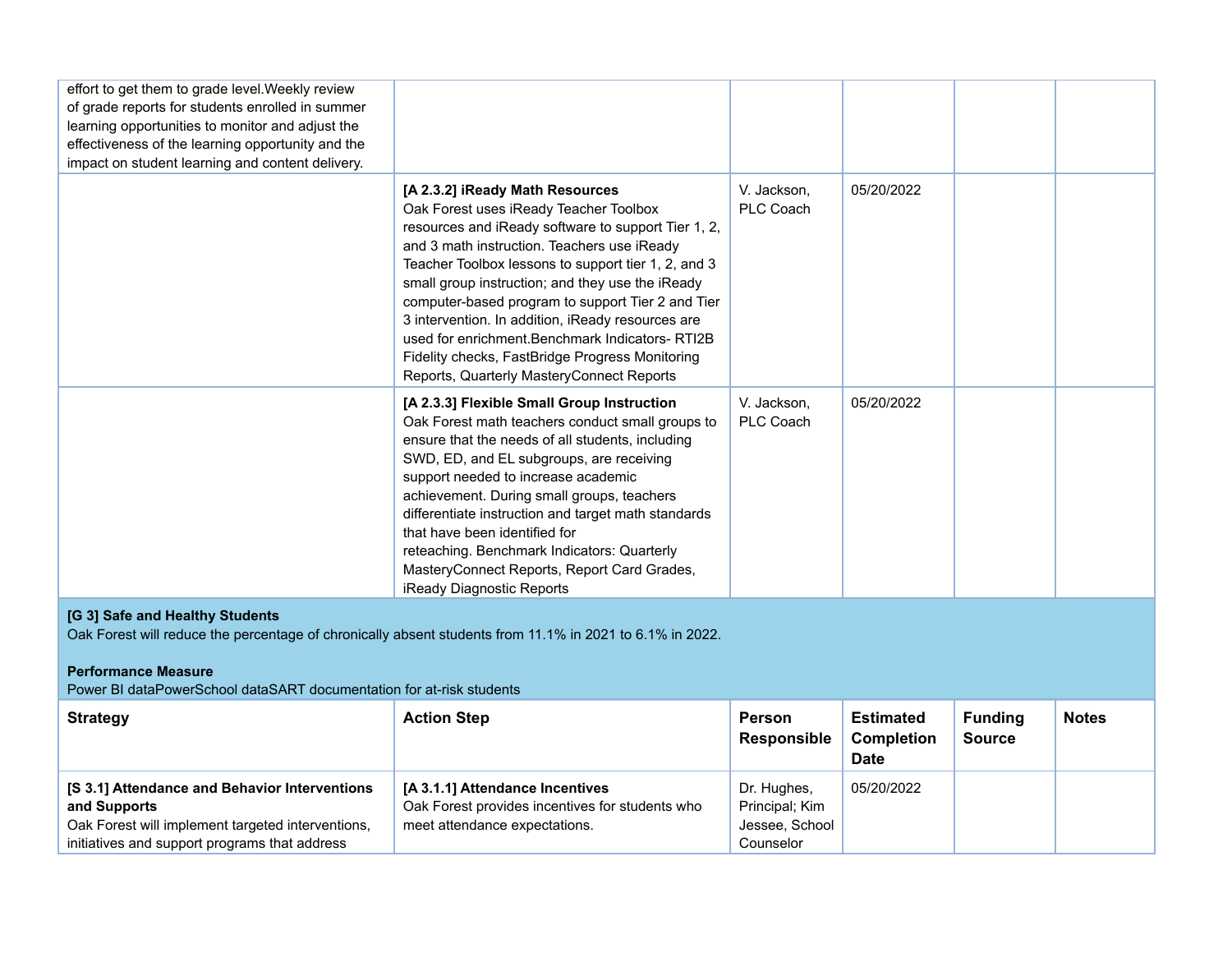| | | | | | |
|---|---|---|---|---|---|
| effort to get them to grade level.Weekly review of grade reports for students enrolled in summer learning opportunities to monitor and adjust the effectiveness of the learning opportunity and the impact on student learning and content delivery. | | | | | |
| | **[A 2.3.2] iReady Math Resources**<br>Oak Forest uses iReady Teacher Toolbox resources and iReady software to support Tier 1, 2, and 3 math instruction. Teachers use iReady Teacher Toolbox lessons to support tier 1, 2, and 3 small group instruction; and they use the iReady computer-based program to support Tier 2 and Tier 3 intervention. In addition, iReady resources are used for enrichment.Benchmark Indicators- RTI2B Fidelity checks, FastBridge Progress Monitoring Reports, Quarterly MasteryConnect Reports | V. Jackson, PLC Coach | 05/20/2022 | | |
| | **[A 2.3.3] Flexible Small Group Instruction**<br>Oak Forest math teachers conduct small groups to ensure that the needs of all students, including SWD, ED, and EL subgroups, are receiving support needed to increase academic achievement. During small groups, teachers differentiate instruction and target math standards that have been identified for reteaching. Benchmark Indicators: Quarterly MasteryConnect Reports, Report Card Grades, iReady Diagnostic Reports | V. Jackson, PLC Coach | 05/20/2022 | | |

**[G 3] Safe and Healthy Students**
Oak Forest will reduce the percentage of chronically absent students from 11.1% in 2021 to 6.1% in 2022.

**Performance Measure**
Power BI dataPowerSchool dataSART documentation for at-risk students

| Strategy | Action Step | Person Responsible | Estimated Completion Date | Funding Source | Notes |
|---|---|---|---|---|---|
| **[S 3.1] Attendance and Behavior Interventions and Supports**<br>Oak Forest will implement targeted interventions, initiatives and support programs that address | **[A 3.1.1] Attendance Incentives**<br>Oak Forest provides incentives for students who meet attendance expectations. | Dr. Hughes, Principal; Kim Jessee, School Counselor | 05/20/2022 | | |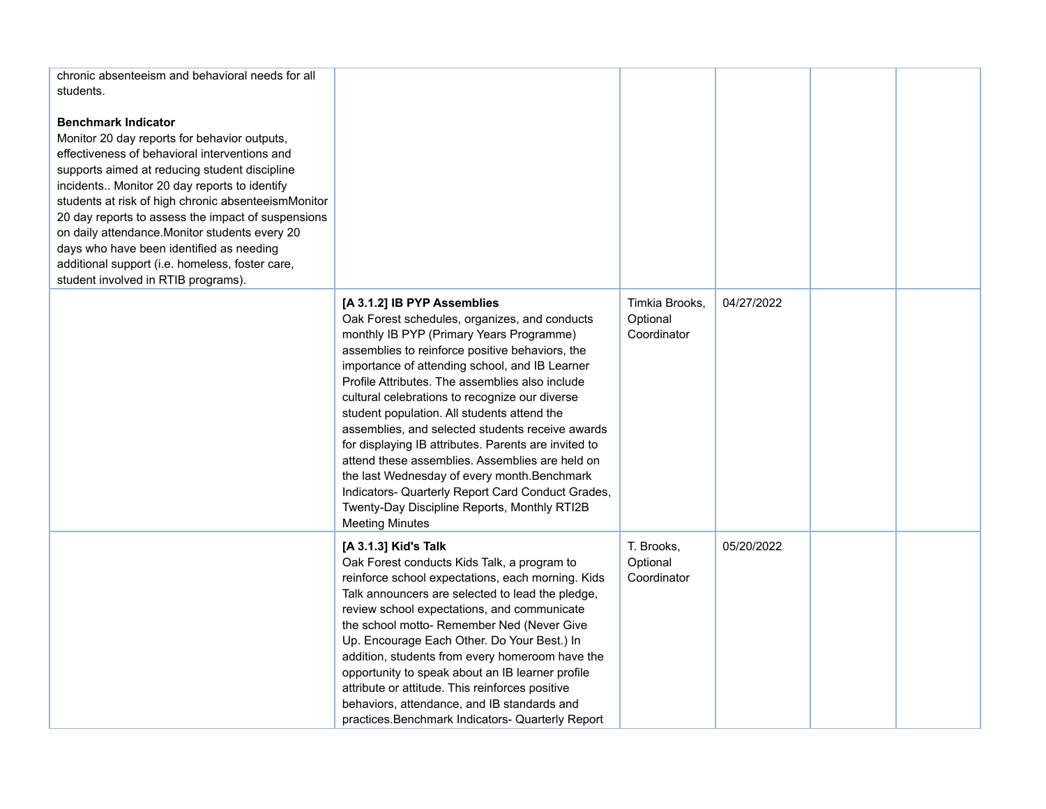| | | | | | |
|---|---|---|---|---|---|
| chronic absenteeism and behavioral needs for all students.<br><br>**Benchmark Indicator**<br>Monitor 20 day reports for behavior outputs, effectiveness of behavioral interventions and supports aimed at reducing student discipline incidents.. Monitor 20 day reports to identify students at risk of high chronic absenteeismMonitor 20 day reports to assess the impact of suspensions on daily attendance.Monitor students every 20 days who have been identified as needing additional support (i.e. homeless, foster care, student involved in RTIB programs). | | | | | |
| | **[A 3.1.2] IB PYP Assemblies**<br>Oak Forest schedules, organizes, and conducts monthly IB PYP (Primary Years Programme) assemblies to reinforce positive behaviors, the importance of attending school, and IB Learner Profile Attributes. The assemblies also include cultural celebrations to recognize our diverse student population. All students attend the assemblies, and selected students receive awards for displaying IB attributes. Parents are invited to attend these assemblies. Assemblies are held on the last Wednesday of every month.Benchmark Indicators- Quarterly Report Card Conduct Grades, Twenty-Day Discipline Reports, Monthly RTI2B Meeting Minutes | Timkia Brooks, Optional Coordinator | 04/27/2022 | | |
| | **[A 3.1.3] Kid's Talk**<br>Oak Forest conducts Kids Talk, a program to reinforce school expectations, each morning. Kids Talk announcers are selected to lead the pledge, review school expectations, and communicate the school motto- Remember Ned (Never Give Up. Encourage Each Other. Do Your Best.) In addition, students from every homeroom have the opportunity to speak about an IB learner profile attribute or attitude. This reinforces positive behaviors, attendance, and IB standards and practices.Benchmark Indicators- Quarterly Report | T. Brooks, Optional Coordinator | 05/20/2022 | | |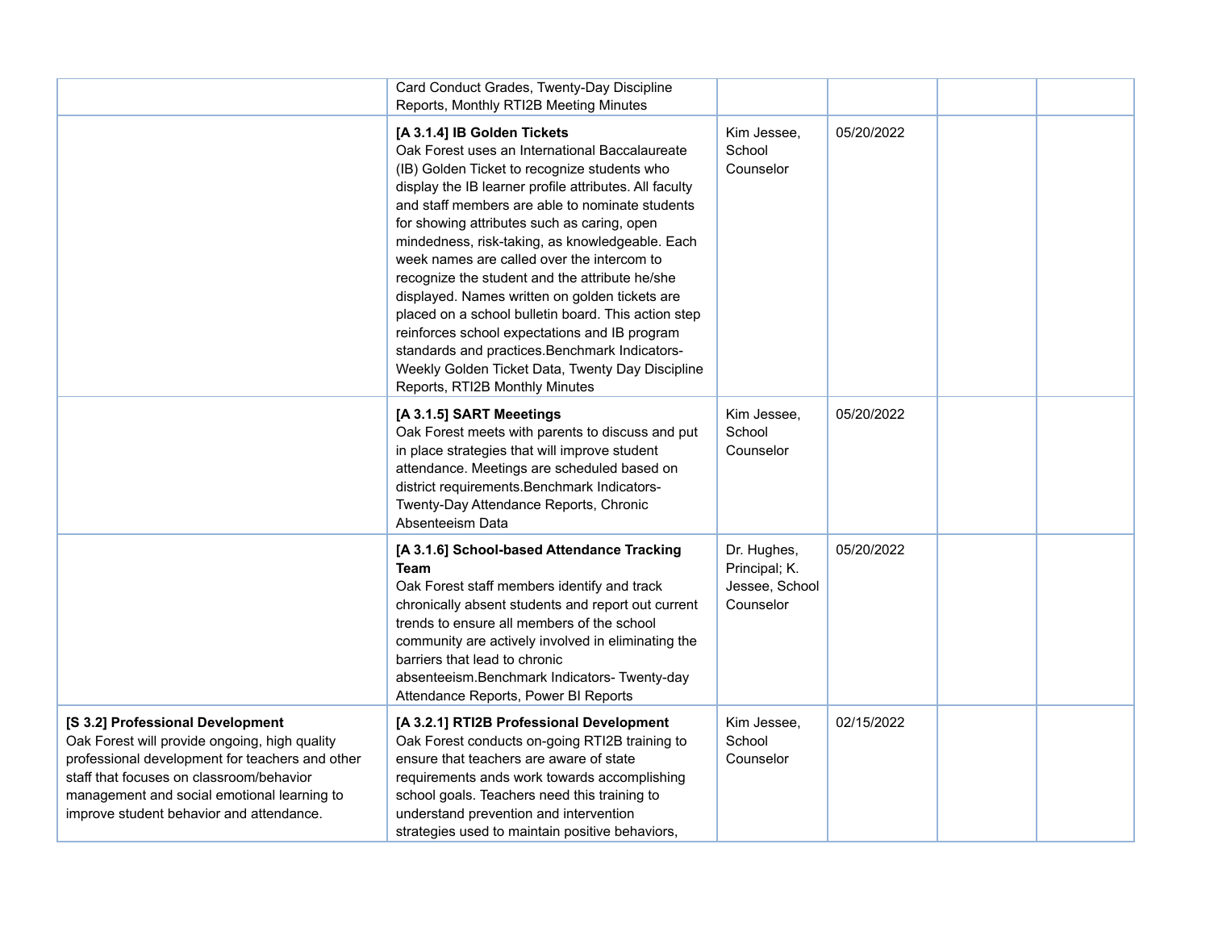| | | | | | |
|---|---|---|---|---|---|
| | Card Conduct Grades, Twenty-Day Discipline Reports, Monthly RTI2B Meeting Minutes | | | | |
| | **[A 3.1.4] IB Golden Tickets**<br>Oak Forest uses an International Baccalaureate (IB) Golden Ticket to recognize students who display the IB learner profile attributes. All faculty and staff members are able to nominate students for showing attributes such as caring, open mindedness, risk-taking, as knowledgeable. Each week names are called over the intercom to recognize the student and the attribute he/she displayed. Names written on golden tickets are placed on a school bulletin board. This action step reinforces school expectations and IB program standards and practices.Benchmark Indicators- Weekly Golden Ticket Data, Twenty Day Discipline Reports, RTI2B Monthly Minutes | Kim Jessee, School Counselor | 05/20/2022 | | |
| | **[A 3.1.5] SART Meeetings**<br>Oak Forest meets with parents to discuss and put in place strategies that will improve student attendance. Meetings are scheduled based on district requirements.Benchmark Indicators- Twenty-Day Attendance Reports, Chronic Absenteeism Data | Kim Jessee, School Counselor | 05/20/2022 | | |
| | **[A 3.1.6] School-based Attendance Tracking Team**<br>Oak Forest staff members identify and track chronically absent students and report out current trends to ensure all members of the school community are actively involved in eliminating the barriers that lead to chronic absenteeism.Benchmark Indicators- Twenty-day Attendance Reports, Power BI Reports | Dr. Hughes, Principal; K. Jessee, School Counselor | 05/20/2022 | | |
| **[S 3.2] Professional Development**<br>Oak Forest will provide ongoing, high quality professional development for teachers and other staff that focuses on classroom/behavior management and social emotional learning to improve student behavior and attendance. | **[A 3.2.1] RTI2B Professional Development**<br>Oak Forest conducts on-going RTI2B training to ensure that teachers are aware of state requirements ands work towards accomplishing school goals. Teachers need this training to understand prevention and intervention strategies used to maintain positive behaviors, | Kim Jessee, School Counselor | 02/15/2022 | | |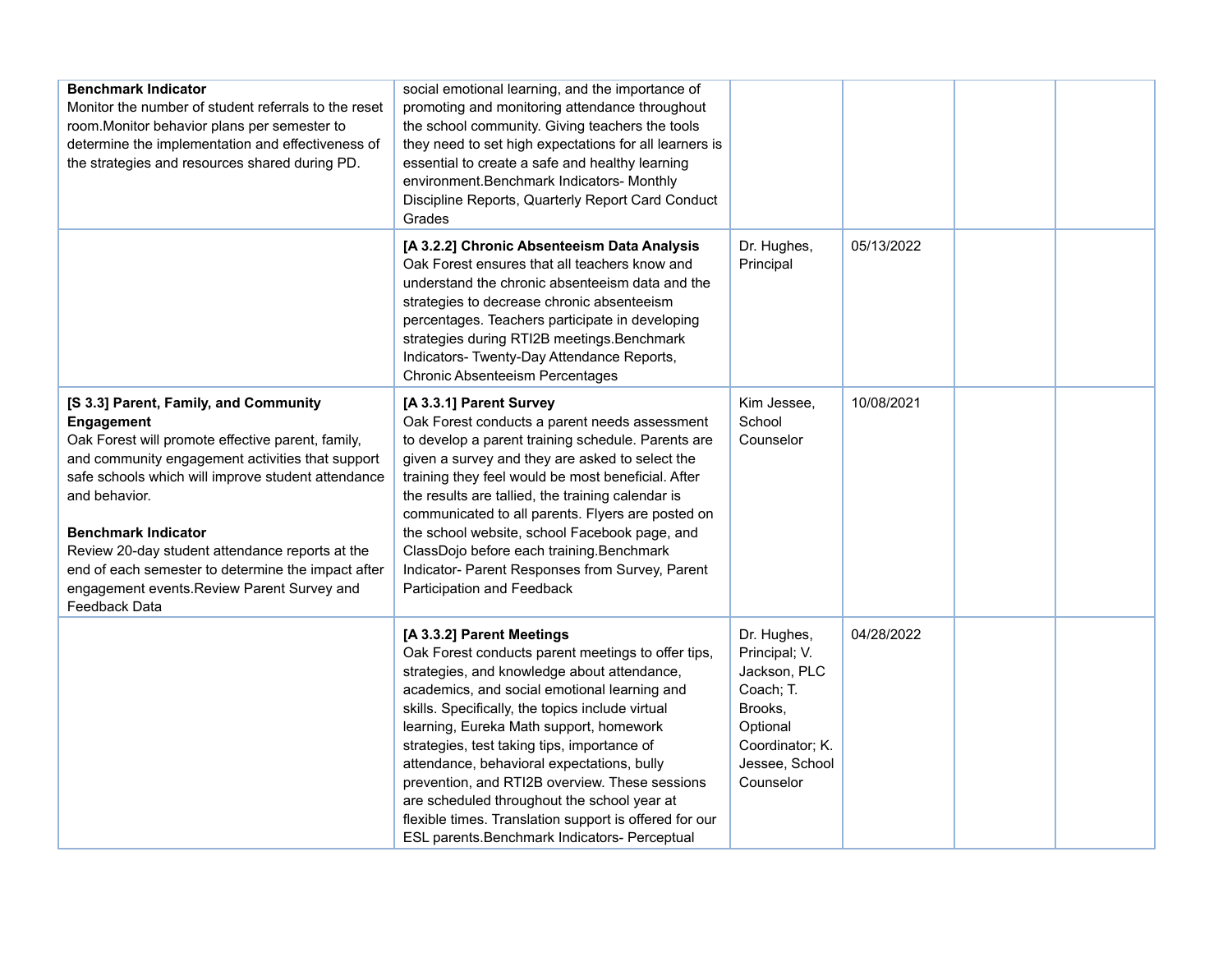| | | | | | |
|---|---|---|---|---|---|
| **Benchmark Indicator**<br>Monitor the number of student referrals to the reset room.Monitor behavior plans per semester to determine the implementation and effectiveness of the strategies and resources shared during PD. | social emotional learning, and the importance of promoting and monitoring attendance throughout the school community. Giving teachers the tools they need to set high expectations for all learners is essential to create a safe and healthy learning environment.Benchmark Indicators- Monthly Discipline Reports, Quarterly Report Card Conduct Grades | | | | |
| | **[A 3.2.2] Chronic Absenteeism Data Analysis**<br>Oak Forest ensures that all teachers know and understand the chronic absenteeism data and the strategies to decrease chronic absenteeism percentages. Teachers participate in developing strategies during RTI2B meetings.Benchmark Indicators- Twenty-Day Attendance Reports, Chronic Absenteeism Percentages | Dr. Hughes, Principal | 05/13/2022 | | |
| **[S 3.3] Parent, Family, and Community Engagement**<br>Oak Forest will promote effective parent, family, and community engagement activities that support safe schools which will improve student attendance and behavior.<br><br>**Benchmark Indicator**<br>Review 20-day student attendance reports at the end of each semester to determine the impact after engagement events.Review Parent Survey and Feedback Data | **[A 3.3.1] Parent Survey**<br>Oak Forest conducts a parent needs assessment to develop a parent training schedule. Parents are given a survey and they are asked to select the training they feel would be most beneficial. After the results are tallied, the training calendar is communicated to all parents. Flyers are posted on the school website, school Facebook page, and ClassDojo before each training.Benchmark Indicator- Parent Responses from Survey, Parent Participation and Feedback | Kim Jessee, School Counselor | 10/08/2021 | | |
| | **[A 3.3.2] Parent Meetings**<br>Oak Forest conducts parent meetings to offer tips, strategies, and knowledge about attendance, academics, and social emotional learning and skills. Specifically, the topics include virtual learning, Eureka Math support, homework strategies, test taking tips, importance of attendance, behavioral expectations, bully prevention, and RTI2B overview. These sessions are scheduled throughout the school year at flexible times. Translation support is offered for our ESL parents.Benchmark Indicators- Perceptual | Dr. Hughes, Principal; V. Jackson, PLC Coach; T. Brooks, Optional Coordinator; K. Jessee, School Counselor | 04/28/2022 | | |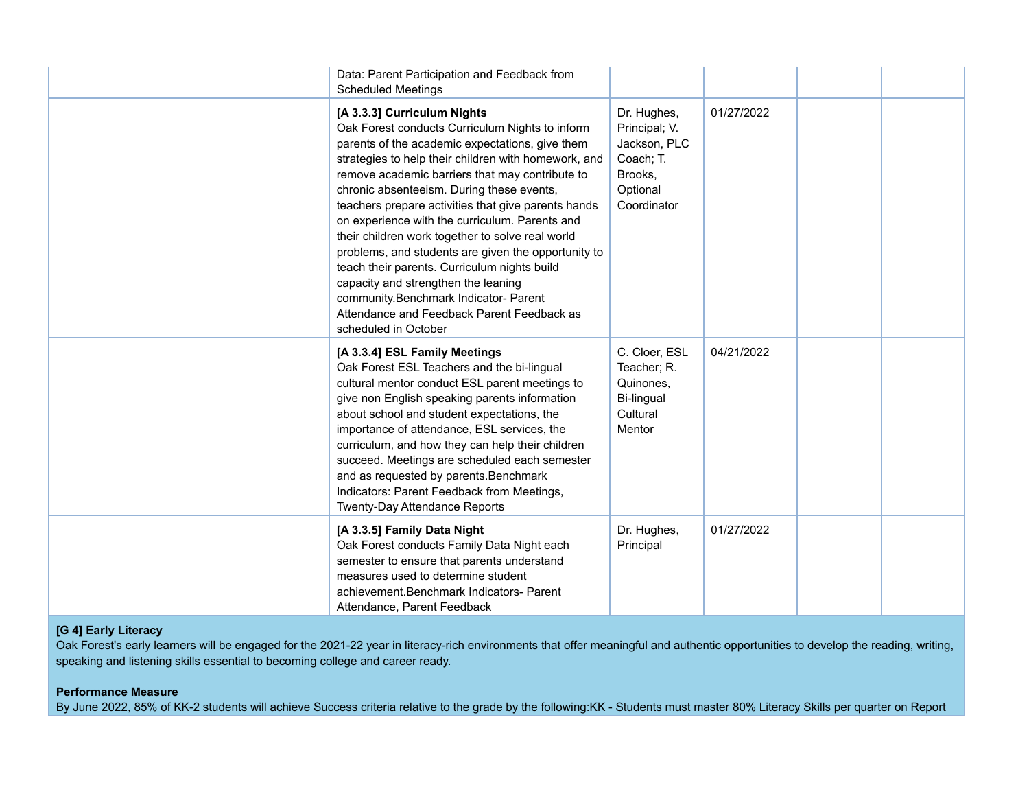| | | | | | |
|---|---|---|---|---|---|
| | Data: Parent Participation and Feedback from Scheduled Meetings | | | | |
| | **[A 3.3.3] Curriculum Nights**<br>Oak Forest conducts Curriculum Nights to inform parents of the academic expectations, give them strategies to help their children with homework, and remove academic barriers that may contribute to chronic absenteeism. During these events, teachers prepare activities that give parents hands on experience with the curriculum. Parents and their children work together to solve real world problems, and students are given the opportunity to teach their parents. Curriculum nights build capacity and strengthen the leaning community.Benchmark Indicator- Parent Attendance and Feedback Parent Feedback as scheduled in October | Dr. Hughes, Principal; V. Jackson, PLC Coach; T. Brooks, Optional Coordinator | 01/27/2022 | | |
| | **[A 3.3.4] ESL Family Meetings**<br>Oak Forest ESL Teachers and the bi-lingual cultural mentor conduct ESL parent meetings to give non English speaking parents information about school and student expectations, the importance of attendance, ESL services, the curriculum, and how they can help their children succeed. Meetings are scheduled each semester and as requested by parents.Benchmark Indicators: Parent Feedback from Meetings, Twenty-Day Attendance Reports | C. Cloer, ESL Teacher; R. Quinones, Bi-lingual Cultural Mentor | 04/21/2022 | | |
| | **[A 3.3.5] Family Data Night**<br>Oak Forest conducts Family Data Night each semester to ensure that parents understand measures used to determine student achievement.Benchmark Indicators- Parent Attendance, Parent Feedback | Dr. Hughes, Principal | 01/27/2022 | | |

**[G 4] Early Literacy**

Oak Forest's early learners will be engaged for the 2021-22 year in literacy-rich environments that offer meaningful and authentic opportunities to develop the reading, writing, speaking and listening skills essential to becoming college and career ready.

**Performance Measure**

By June 2022, 85% of KK-2 students will achieve Success criteria relative to the grade by the following:KK - Students must master 80% Literacy Skills per quarter on Report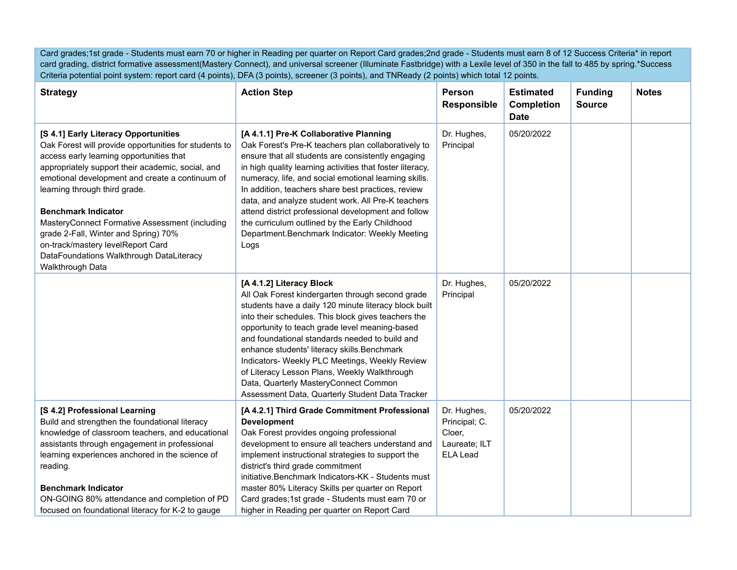Card grades;1st grade - Students must earn 70 or higher in Reading per quarter on Report Card grades;2nd grade - Students must earn 8 of 12 Success Criteria* in report card grading, district formative assessment(Mastery Connect), and universal screener (Illuminate Fastbridge) with a Lexile level of 350 in the fall to 485 by spring.*Success Criteria potential point system: report card (4 points), DFA (3 points), screener (3 points), and TNReady (2 points) which total 12 points.

| Strategy | Action Step | Person Responsible | Estimated Completion Date | Funding Source | Notes |
|---|---|---|---|---|---|
| **[S 4.1] Early Literacy Opportunities**<br>Oak Forest will provide opportunities for students to access early learning opportunities that appropriately support their academic, social, and emotional development and create a continuum of learning through third grade.<br><br>**Benchmark Indicator**<br>MasteryConnect Formative Assessment (including grade 2-Fall, Winter and Spring) 70% on-track/mastery levelReport Card DataFoundations Walkthrough DataLiteracy Walkthrough Data | **[A 4.1.1] Pre-K Collaborative Planning**<br>Oak Forest's Pre-K teachers plan collaboratively to ensure that all students are consistently engaging in high quality learning activities that foster literacy, numeracy, life, and social emotional learning skills. In addition, teachers share best practices, review data, and analyze student work. All Pre-K teachers attend district professional development and follow the curriculum outlined by the Early Childhood Department.Benchmark Indicator: Weekly Meeting Logs | Dr. Hughes, Principal | 05/20/2022 | | |
| | **[A 4.1.2] Literacy Block**<br>All Oak Forest kindergarten through second grade students have a daily 120 minute literacy block built into their schedules. This block gives teachers the opportunity to teach grade level meaning-based and foundational standards needed to build and enhance students' literacy skills.Benchmark Indicators- Weekly PLC Meetings, Weekly Review of Literacy Lesson Plans, Weekly Walkthrough Data, Quarterly MasteryConnect Common Assessment Data, Quarterly Student Data Tracker | Dr. Hughes, Principal | 05/20/2022 | | |
| **[S 4.2] Professional Learning**<br>Build and strengthen the foundational literacy knowledge of classroom teachers, and educational assistants through engagement in professional learning experiences anchored in the science of reading.<br><br>**Benchmark Indicator**<br>ON-GOING 80% attendance and completion of PD focused on foundational literacy for K-2 to gauge | **[A 4.2.1] Third Grade Commitment Professional Development**<br>Oak Forest provides ongoing professional development to ensure all teachers understand and implement instructional strategies to support the district's third grade commitment initiative.Benchmark Indicators-KK - Students must master 80% Literacy Skills per quarter on Report Card grades;1st grade - Students must earn 70 or higher in Reading per quarter on Report Card | Dr. Hughes, Principal; C. Cloer, Laureate; ILT ELA Lead | 05/20/2022 | | |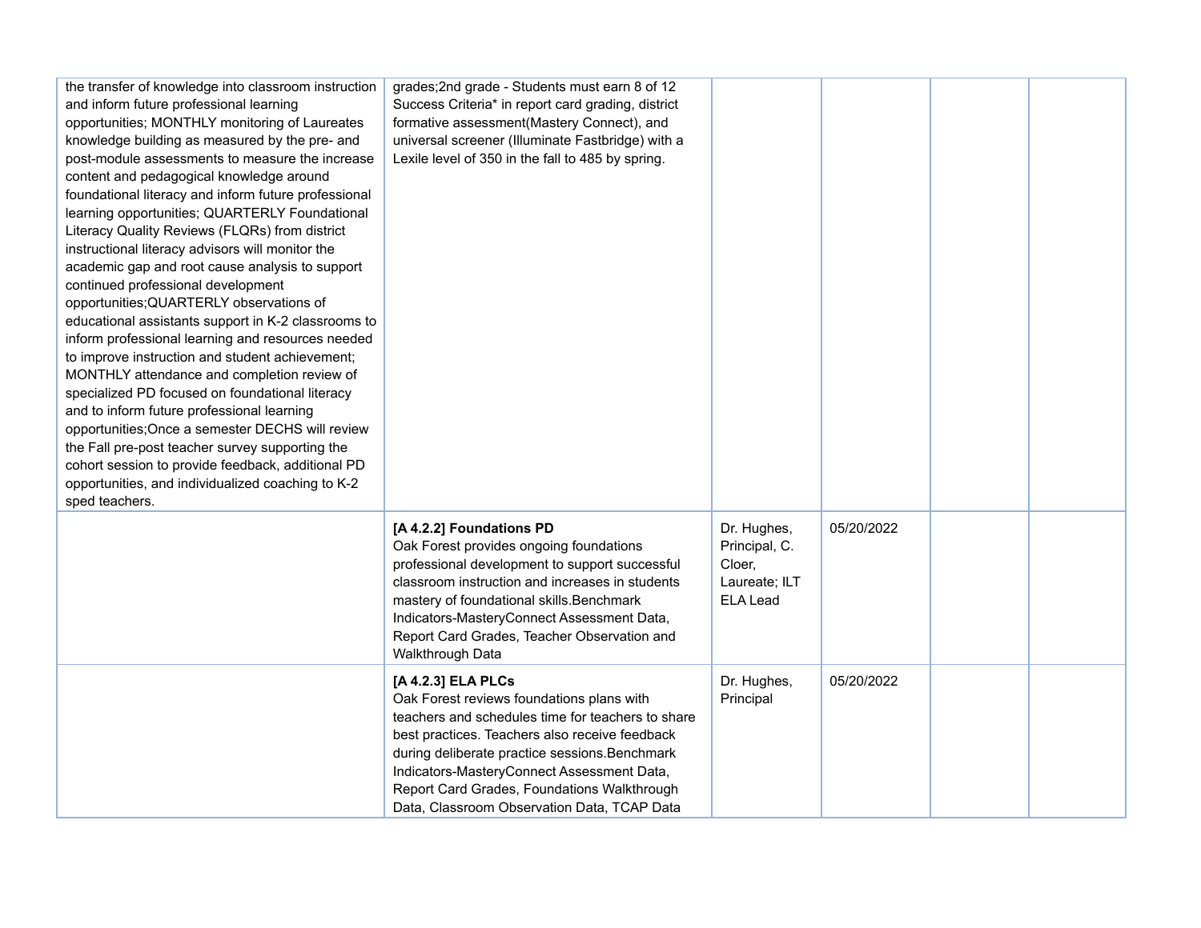| | | | | | |
|---|---|---|---|---|---|
| the transfer of knowledge into classroom instruction and inform future professional learning opportunities; MONTHLY monitoring of Laureates knowledge building as measured by the pre- and post-module assessments to measure the increase content and pedagogical knowledge around foundational literacy and inform future professional learning opportunities; QUARTERLY Foundational Literacy Quality Reviews (FLQRs) from district instructional literacy advisors will monitor the academic gap and root cause analysis to support continued professional development opportunities;QUARTERLY observations of educational assistants support in K-2 classrooms to inform professional learning and resources needed to improve instruction and student achievement; MONTHLY attendance and completion review of specialized PD focused on foundational literacy and to inform future professional learning opportunities;Once a semester DECHS will review the Fall pre-post teacher survey supporting the cohort session to provide feedback, additional PD opportunities, and individualized coaching to K-2 sped teachers. | grades;2nd grade - Students must earn 8 of 12 Success Criteria* in report card grading, district formative assessment(Mastery Connect), and universal screener (Illuminate Fastbridge) with a Lexile level of 350 in the fall to 485 by spring. | | | | |
| | **[A 4.2.2] Foundations PD**<br>Oak Forest provides ongoing foundations professional development to support successful classroom instruction and increases in students mastery of foundational skills.Benchmark Indicators-MasteryConnect Assessment Data, Report Card Grades, Teacher Observation and Walkthrough Data | Dr. Hughes, Principal, C. Cloer, Laureate; ILT ELA Lead | 05/20/2022 | | |
| | **[A 4.2.3] ELA PLCs**<br>Oak Forest reviews foundations plans with teachers and schedules time for teachers to share best practices. Teachers also receive feedback during deliberate practice sessions.Benchmark Indicators-MasteryConnect Assessment Data, Report Card Grades, Foundations Walkthrough Data, Classroom Observation Data, TCAP Data | Dr. Hughes, Principal | 05/20/2022 | | |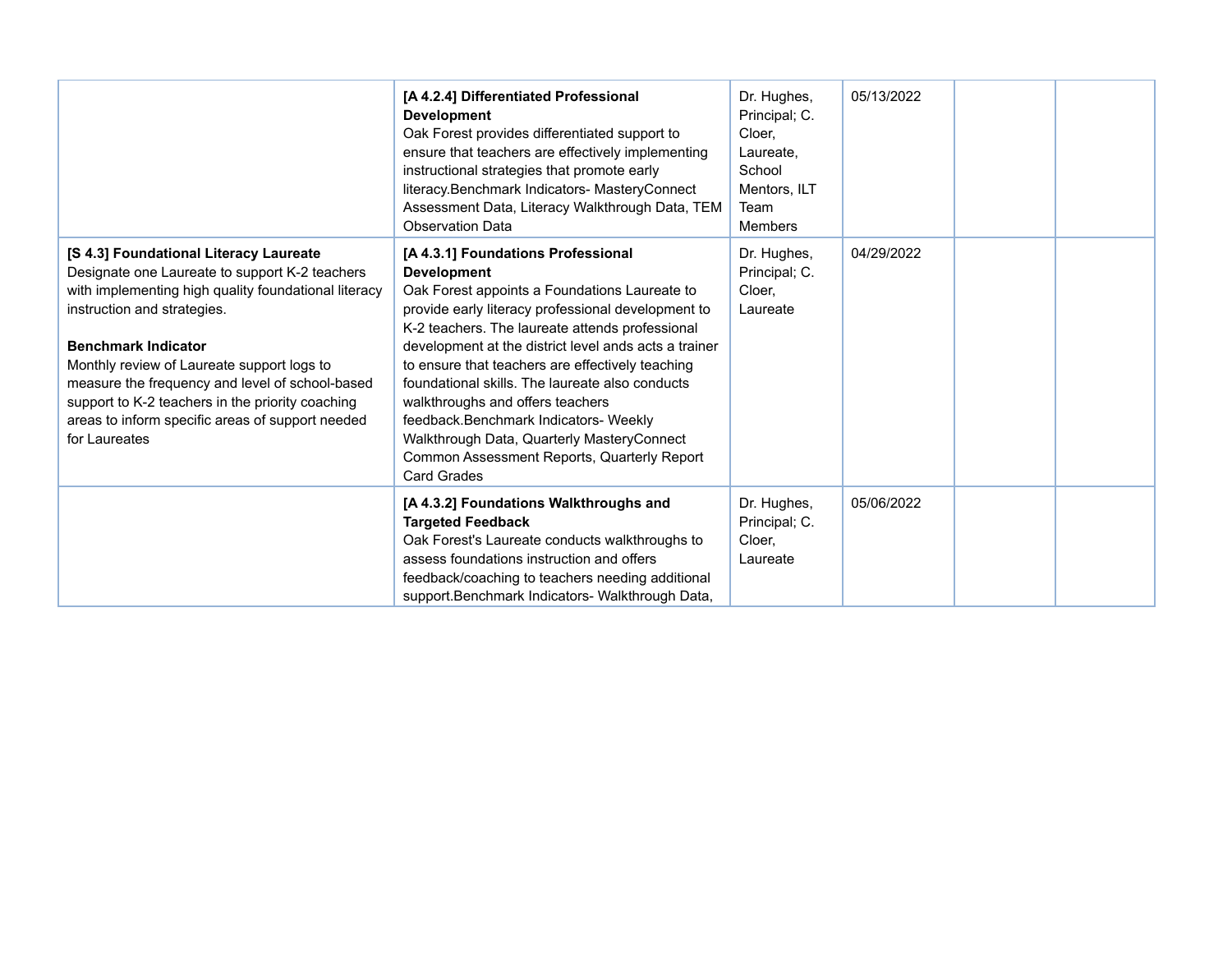| | | | | | |
|---|---|---|---|---|---|
| | **[A 4.2.4] Differentiated Professional Development**<br>Oak Forest provides differentiated support to ensure that teachers are effectively implementing instructional strategies that promote early literacy.Benchmark Indicators- MasteryConnect Assessment Data, Literacy Walkthrough Data, TEM Observation Data | Dr. Hughes, Principal; C. Cloer, Laureate, School Mentors, ILT Team Members | 05/13/2022 | | |
| **[S 4.3] Foundational Literacy Laureate**<br>Designate one Laureate to support K-2 teachers with implementing high quality foundational literacy instruction and strategies.<br><br>**Benchmark Indicator**<br>Monthly review of Laureate support logs to measure the frequency and level of school-based support to K-2 teachers in the priority coaching areas to inform specific areas of support needed for Laureates | **[A 4.3.1] Foundations Professional Development**<br>Oak Forest appoints a Foundations Laureate to provide early literacy professional development to K-2 teachers. The laureate attends professional development at the district level ands acts a trainer to ensure that teachers are effectively teaching foundational skills. The laureate also conducts walkthroughs and offers teachers feedback.Benchmark Indicators- Weekly Walkthrough Data, Quarterly MasteryConnect Common Assessment Reports, Quarterly Report Card Grades | Dr. Hughes, Principal; C. Cloer, Laureate | 04/29/2022 | | |
| | **[A 4.3.2] Foundations Walkthroughs and Targeted Feedback**<br>Oak Forest's Laureate conducts walkthroughs to assess foundations instruction and offers feedback/coaching to teachers needing additional support.Benchmark Indicators- Walkthrough Data, | Dr. Hughes, Principal; C. Cloer, Laureate | 05/06/2022 | | |